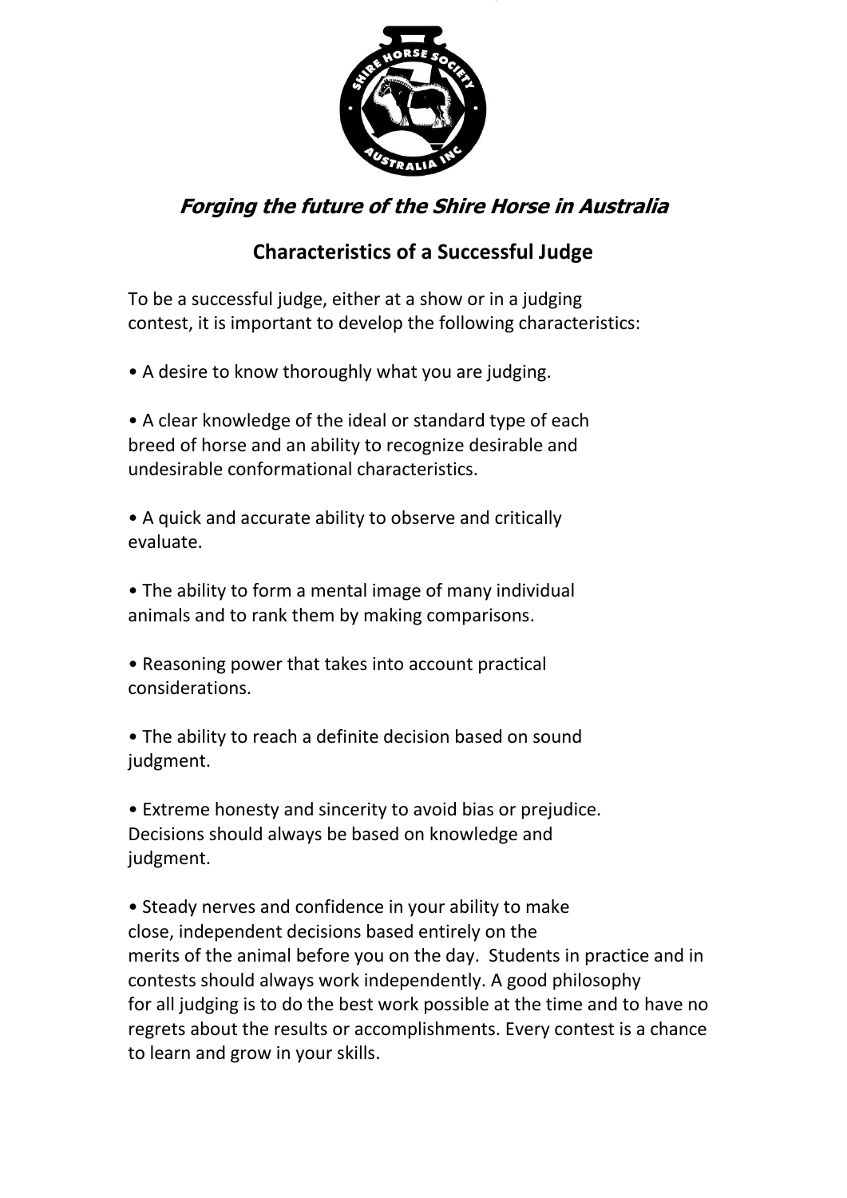***Forging the future of the Shire Horse in Australia***

## Characteristics of a Successful Judge

To be a successful judge, either at a show or in a judging contest, it is important to develop the following characteristics:

- A desire to know thoroughly what you are judging.

- A clear knowledge of the ideal or standard type of each breed of horse and an ability to recognize desirable and undesirable conformational characteristics.

- A quick and accurate ability to observe and critically evaluate.

- The ability to form a mental image of many individual animals and to rank them by making comparisons.

- Reasoning power that takes into account practical considerations.

- The ability to reach a definite decision based on sound judgment.

- Extreme honesty and sincerity to avoid bias or prejudice. Decisions should always be based on knowledge and judgment.

- Steady nerves and confidence in your ability to make close, independent decisions based entirely on the merits of the animal before you on the day. Students in practice and in contests should always work independently. A good philosophy for all judging is to do the best work possible at the time and to have no regrets about the results or accomplishments. Every contest is a chance to learn and grow in your skills.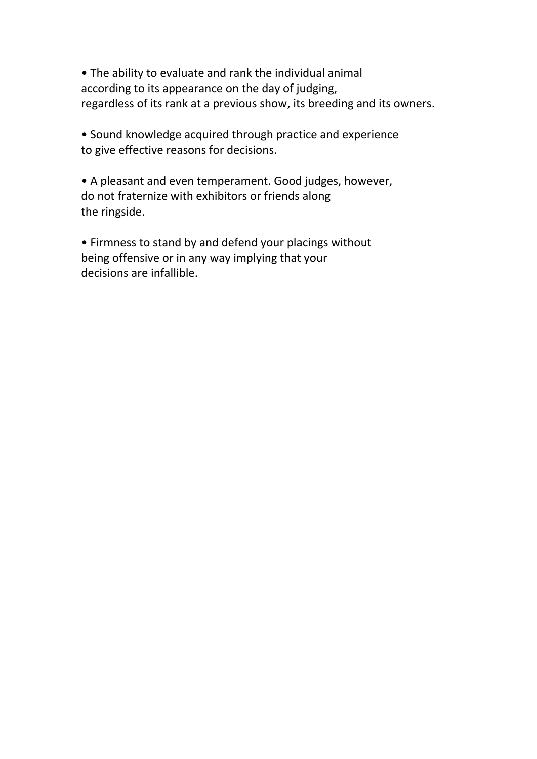- The ability to evaluate and rank the individual animal according to its appearance on the day of judging, regardless of its rank at a previous show, its breeding and its owners.

- Sound knowledge acquired through practice and experience to give effective reasons for decisions.

- A pleasant and even temperament. Good judges, however, do not fraternize with exhibitors or friends along the ringside.

- Firmness to stand by and defend your placings without being offensive or in any way implying that your decisions are infallible.